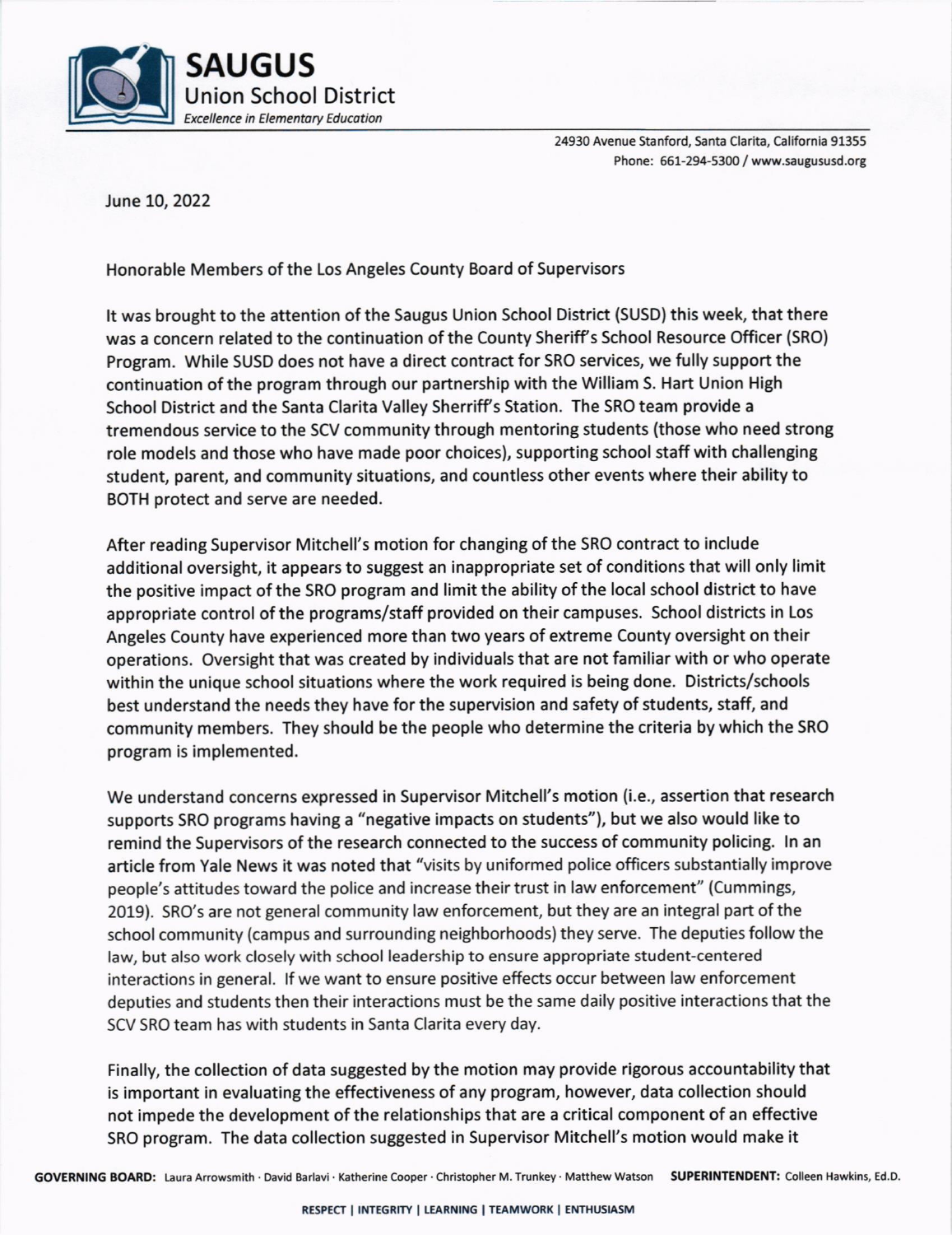# SAUGUS

## Union School District

*Excellence in Elementary Education*

24930 Avenue Stanford, Santa Clarita, California 91355
Phone: 661-294-5300 / www.saugususd.org

June 10, 2022

Honorable Members of the Los Angeles County Board of Supervisors

It was brought to the attention of the Saugus Union School District (SUSD) this week, that there was a concern related to the continuation of the County Sheriff's School Resource Officer (SRO) Program. While SUSD does not have a direct contract for SRO services, we fully support the continuation of the program through our partnership with the William S. Hart Union High School District and the Santa Clarita Valley Sherriff's Station. The SRO team provide a tremendous service to the SCV community through mentoring students (those who need strong role models and those who have made poor choices), supporting school staff with challenging student, parent, and community situations, and countless other events where their ability to BOTH protect and serve are needed.

After reading Supervisor Mitchell's motion for changing of the SRO contract to include additional oversight, it appears to suggest an inappropriate set of conditions that will only limit the positive impact of the SRO program and limit the ability of the local school district to have appropriate control of the programs/staff provided on their campuses. School districts in Los Angeles County have experienced more than two years of extreme County oversight on their operations. Oversight that was created by individuals that are not familiar with or who operate within the unique school situations where the work required is being done. Districts/schools best understand the needs they have for the supervision and safety of students, staff, and community members. They should be the people who determine the criteria by which the SRO program is implemented.

We understand concerns expressed in Supervisor Mitchell's motion (i.e., assertion that research supports SRO programs having a "negative impacts on students"), but we also would like to remind the Supervisors of the research connected to the success of community policing. In an article from Yale News it was noted that "visits by uniformed police officers substantially improve people's attitudes toward the police and increase their trust in law enforcement" (Cummings, 2019). SRO's are not general community law enforcement, but they are an integral part of the school community (campus and surrounding neighborhoods) they serve. The deputies follow the law, but also work closely with school leadership to ensure appropriate student-centered interactions in general. If we want to ensure positive effects occur between law enforcement deputies and students then their interactions must be the same daily positive interactions that the SCV SRO team has with students in Santa Clarita every day.

Finally, the collection of data suggested by the motion may provide rigorous accountability that is important in evaluating the effectiveness of any program, however, data collection should not impede the development of the relationships that are a critical component of an effective SRO program. The data collection suggested in Supervisor Mitchell's motion would make it

**GOVERNING BOARD:** Laura Arrowsmith · David Barlavi · Katherine Cooper · Christopher M. Trunkey · Matthew Watson **SUPERINTENDENT:** Colleen Hawkins, Ed.D.

**RESPECT | INTEGRITY | LEARNING | TEAMWORK | ENTHUSIASM**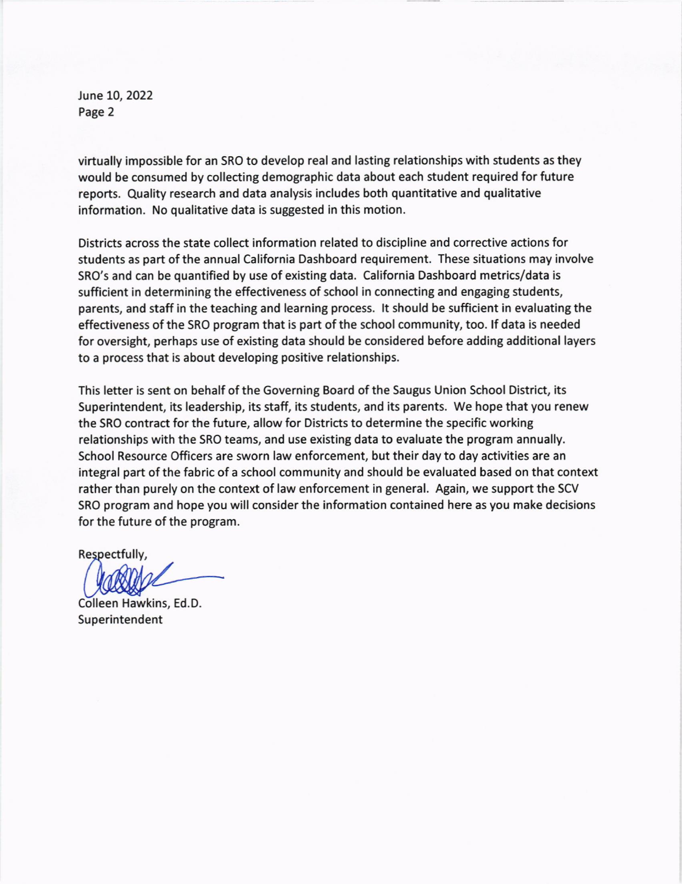virtually impossible for an SRO to develop real and lasting relationships with students as they would be consumed by collecting demographic data about each student required for future reports. Quality research and data analysis includes both quantitative and qualitative information. No qualitative data is suggested in this motion.

Districts across the state collect information related to discipline and corrective actions for students as part of the annual California Dashboard requirement. These situations may involve SRO's and can be quantified by use of existing data. California Dashboard metrics/data is sufficient in determining the effectiveness of school in connecting and engaging students, parents, and staff in the teaching and learning process. It should be sufficient in evaluating the effectiveness of the SRO program that is part of the school community, too. If data is needed for oversight, perhaps use of existing data should be considered before adding additional layers to a process that is about developing positive relationships.

This letter is sent on behalf of the Governing Board of the Saugus Union School District, its Superintendent, its leadership, its staff, its students, and its parents. We hope that you renew the SRO contract for the future, allow for Districts to determine the specific working relationships with the SRO teams, and use existing data to evaluate the program annually. School Resource Officers are sworn law enforcement, but their day to day activities are an integral part of the fabric of a school community and should be evaluated based on that context rather than purely on the context of law enforcement in general. Again, we support the SCV SRO program and hope you will consider the information contained here as you make decisions for the future of the program.

Respectfully,

Colleen Hawkins, Ed.D.
Superintendent